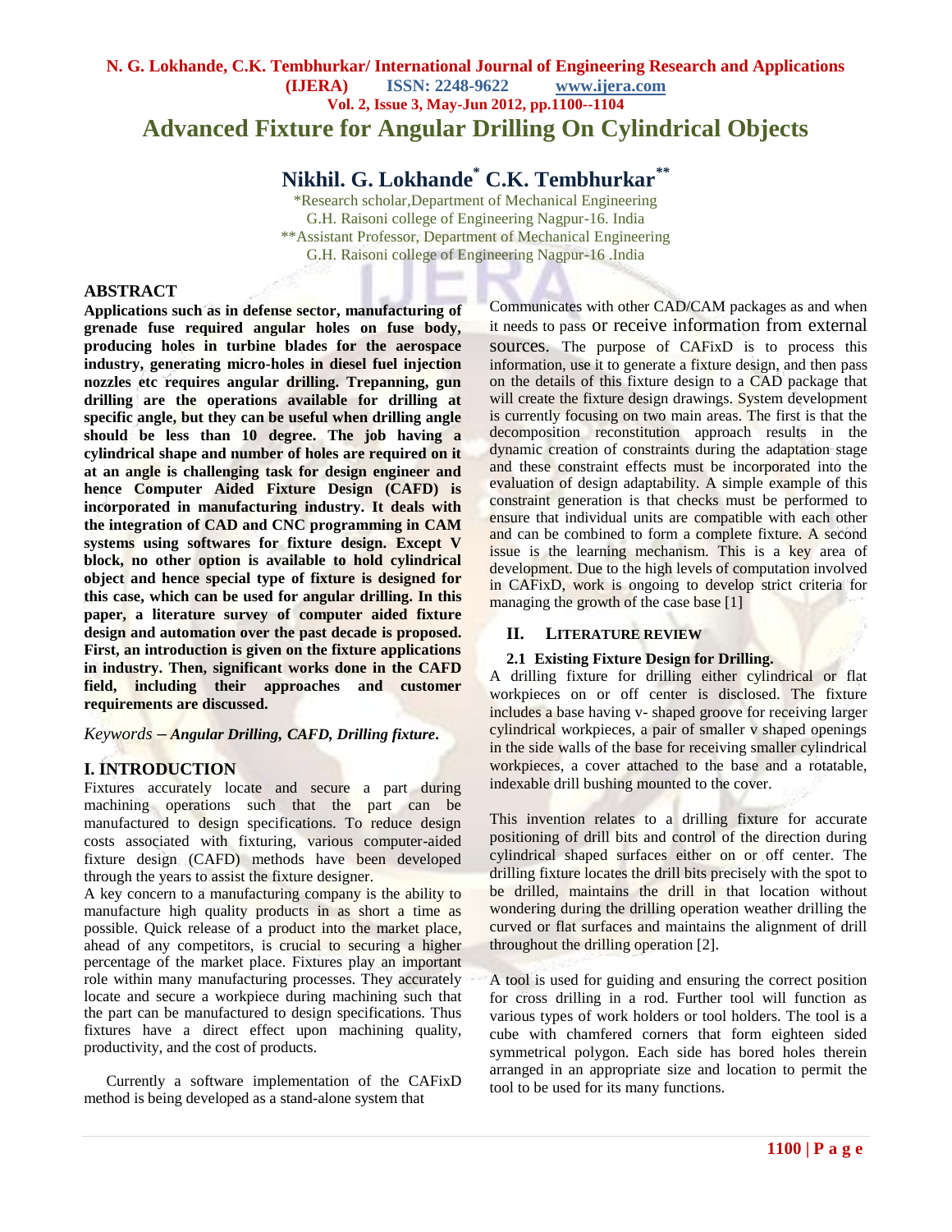# Advanced Fixture for Angular Drilling On Cylindrical Objects

## Nikhil. G. Lokhande* C.K. Tembhurkar**

*Research scholar,Department of Mechanical Engineering
G.H. Raisoni college of Engineering Nagpur-16. India
**Assistant Professor, Department of Mechanical Engineering
G.H. Raisoni college of Engineering Nagpur-16 .India

## ABSTRACT

**Applications such as in defense sector, manufacturing of grenade fuse required angular holes on fuse body, producing holes in turbine blades for the aerospace industry, generating micro-holes in diesel fuel injection nozzles etc requires angular drilling. Trepanning, gun drilling are the operations available for drilling at specific angle, but they can be useful when drilling angle should be less than 10 degree. The job having a cylindrical shape and number of holes are required on it at an angle is challenging task for design engineer and hence Computer Aided Fixture Design (CAFD) is incorporated in manufacturing industry. It deals with the integration of CAD and CNC programming in CAM systems using softwares for fixture design. Except V block, no other option is available to hold cylindrical object and hence special type of fixture is designed for this case, which can be used for angular drilling. In this paper, a literature survey of computer aided fixture design and automation over the past decade is proposed. First, an introduction is given on the fixture applications in industry. Then, significant works done in the CAFD field, including their approaches and customer requirements are discussed.**

*Keywords* – ***Angular Drilling, CAFD, Drilling fixture*.**

## I. INTRODUCTION

Fixtures accurately locate and secure a part during machining operations such that the part can be manufactured to design specifications. To reduce design costs associated with fixturing, various computer-aided fixture design (CAFD) methods have been developed through the years to assist the fixture designer.

A key concern to a manufacturing company is the ability to manufacture high quality products in as short a time as possible. Quick release of a product into the market place, ahead of any competitors, is crucial to securing a higher percentage of the market place. Fixtures play an important role within many manufacturing processes. They accurately locate and secure a workpiece during machining such that the part can be manufactured to design specifications. Thus fixtures have a direct effect upon machining quality, productivity, and the cost of products.

Currently a software implementation of the CAFixD method is being developed as a stand-alone system that Communicates with other CAD/CAM packages as and when it needs to pass or receive information from external sources. The purpose of CAFixD is to process this information, use it to generate a fixture design, and then pass on the details of this fixture design to a CAD package that will create the fixture design drawings. System development is currently focusing on two main areas. The first is that the decomposition reconstitution approach results in the dynamic creation of constraints during the adaptation stage and these constraint effects must be incorporated into the evaluation of design adaptability. A simple example of this constraint generation is that checks must be performed to ensure that individual units are compatible with each other and can be combined to form a complete fixture. A second issue is the learning mechanism. This is a key area of development. Due to the high levels of computation involved in CAFixD, work is ongoing to develop strict criteria for managing the growth of the case base [1]

## II. LITERATURE REVIEW

### 2.1 Existing Fixture Design for Drilling.

A drilling fixture for drilling either cylindrical or flat workpieces on or off center is disclosed. The fixture includes a base having v- shaped groove for receiving larger cylindrical workpieces, a pair of smaller v shaped openings in the side walls of the base for receiving smaller cylindrical workpieces, a cover attached to the base and a rotatable, indexable drill bushing mounted to the cover.

This invention relates to a drilling fixture for accurate positioning of drill bits and control of the direction during cylindrical shaped surfaces either on or off center. The drilling fixture locates the drill bits precisely with the spot to be drilled, maintains the drill in that location without wondering during the drilling operation weather drilling the curved or flat surfaces and maintains the alignment of drill throughout the drilling operation [2].

A tool is used for guiding and ensuring the correct position for cross drilling in a rod. Further tool will function as various types of work holders or tool holders. The tool is a cube with chamfered corners that form eighteen sided symmetrical polygon. Each side has bored holes therein arranged in an appropriate size and location to permit the tool to be used for its many functions.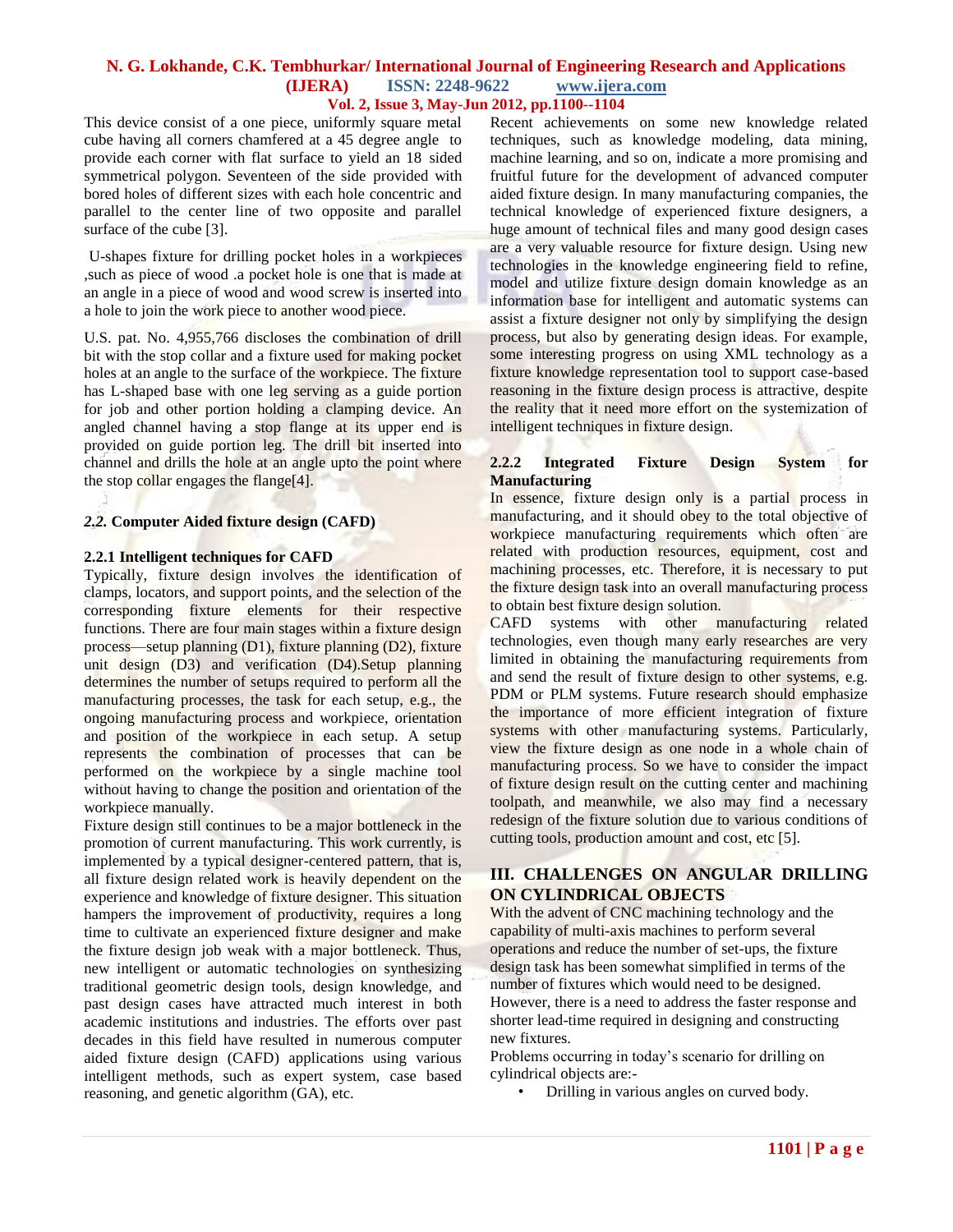This device consist of a one piece, uniformly square metal cube having all corners chamfered at a 45 degree angle to provide each corner with flat surface to yield an 18 sided symmetrical polygon. Seventeen of the side provided with bored holes of different sizes with each hole concentric and parallel to the center line of two opposite and parallel surface of the cube [3].

U-shapes fixture for drilling pocket holes in a workpieces ,such as piece of wood .a pocket hole is one that is made at an angle in a piece of wood and wood screw is inserted into a hole to join the work piece to another wood piece.

U.S. pat. No. 4,955,766 discloses the combination of drill bit with the stop collar and a fixture used for making pocket holes at an angle to the surface of the workpiece. The fixture has L-shaped base with one leg serving as a guide portion for job and other portion holding a clamping device. An angled channel having a stop flange at its upper end is provided on guide portion leg. The drill bit inserted into channel and drills the hole at an angle upto the point where the stop collar engages the flange[4].

### *2.2.* Computer Aided fixture design (CAFD)

#### 2.2.1 Intelligent techniques for CAFD

Typically, fixture design involves the identification of clamps, locators, and support points, and the selection of the corresponding fixture elements for their respective functions. There are four main stages within a fixture design process—setup planning (D1), fixture planning (D2), fixture unit design (D3) and verification (D4).Setup planning determines the number of setups required to perform all the manufacturing processes, the task for each setup, e.g., the ongoing manufacturing process and workpiece, orientation and position of the workpiece in each setup. A setup represents the combination of processes that can be performed on the workpiece by a single machine tool without having to change the position and orientation of the workpiece manually.

Fixture design still continues to be a major bottleneck in the promotion of current manufacturing. This work currently, is implemented by a typical designer-centered pattern, that is, all fixture design related work is heavily dependent on the experience and knowledge of fixture designer. This situation hampers the improvement of productivity, requires a long time to cultivate an experienced fixture designer and make the fixture design job weak with a major bottleneck. Thus, new intelligent or automatic technologies on synthesizing traditional geometric design tools, design knowledge, and past design cases have attracted much interest in both academic institutions and industries. The efforts over past decades in this field have resulted in numerous computer aided fixture design (CAFD) applications using various intelligent methods, such as expert system, case based reasoning, and genetic algorithm (GA), etc.

Recent achievements on some new knowledge related techniques, such as knowledge modeling, data mining, machine learning, and so on, indicate a more promising and fruitful future for the development of advanced computer aided fixture design. In many manufacturing companies, the technical knowledge of experienced fixture designers, a huge amount of technical files and many good design cases are a very valuable resource for fixture design. Using new technologies in the knowledge engineering field to refine, model and utilize fixture design domain knowledge as an information base for intelligent and automatic systems can assist a fixture designer not only by simplifying the design process, but also by generating design ideas. For example, some interesting progress on using XML technology as a fixture knowledge representation tool to support case-based reasoning in the fixture design process is attractive, despite the reality that it need more effort on the systemization of intelligent techniques in fixture design.

#### 2.2.2 Integrated Fixture Design System for Manufacturing

In essence, fixture design only is a partial process in manufacturing, and it should obey to the total objective of workpiece manufacturing requirements which often are related with production resources, equipment, cost and machining processes, etc. Therefore, it is necessary to put the fixture design task into an overall manufacturing process to obtain best fixture design solution.

CAFD systems with other manufacturing related technologies, even though many early researches are very limited in obtaining the manufacturing requirements from and send the result of fixture design to other systems, e.g. PDM or PLM systems. Future research should emphasize the importance of more efficient integration of fixture systems with other manufacturing systems. Particularly, view the fixture design as one node in a whole chain of manufacturing process. So we have to consider the impact of fixture design result on the cutting center and machining toolpath, and meanwhile, we also may find a necessary redesign of the fixture solution due to various conditions of cutting tools, production amount and cost, etc [5].

## III. CHALLENGES ON ANGULAR DRILLING ON CYLINDRICAL OBJECTS

With the advent of CNC machining technology and the capability of multi-axis machines to perform several operations and reduce the number of set-ups, the fixture design task has been somewhat simplified in terms of the number of fixtures which would need to be designed. However, there is a need to address the faster response and shorter lead-time required in designing and constructing new fixtures.

Problems occurring in today's scenario for drilling on cylindrical objects are:-

- Drilling in various angles on curved body.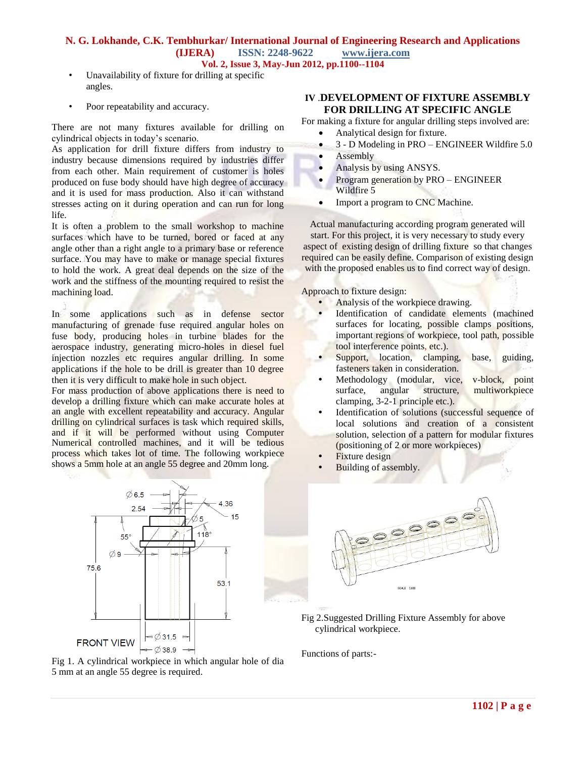- Unavailability of fixture for drilling at specific angles.
- Poor repeatability and accuracy.

There are not many fixtures available for drilling on cylindrical objects in today's scenario.

As application for drill fixture differs from industry to industry because dimensions required by industries differ from each other. Main requirement of customer is holes produced on fuse body should have high degree of accuracy and it is used for mass production. Also it can withstand stresses acting on it during operation and can run for long life.

It is often a problem to the small workshop to machine surfaces which have to be turned, bored or faced at any angle other than a right angle to a primary base or reference surface. You may have to make or manage special fixtures to hold the work. A great deal depends on the size of the work and the stiffness of the mounting required to resist the machining load.

In some applications such as in defense sector manufacturing of grenade fuse required angular holes on fuse body, producing holes in turbine blades for the aerospace industry, generating micro-holes in diesel fuel injection nozzles etc requires angular drilling. In some applications if the hole to be drill is greater than 10 degree then it is very difficult to make hole in such object.

For mass production of above applications there is need to develop a drilling fixture which can make accurate holes at an angle with excellent repeatability and accuracy. Angular drilling on cylindrical surfaces is task which required skills, and if it will be performed without using Computer Numerical controlled machines, and it will be tedious process which takes lot of time. The following workpiece shows a 5mm hole at an angle 55 degree and 20mm long.

Fig 1. A cylindrical workpiece in which angular hole of dia 5 mm at an angle 55 degree is required.

## IV .DEVELOPMENT OF FIXTURE ASSEMBLY FOR DRILLING AT SPECIFIC ANGLE

For making a fixture for angular drilling steps involved are:

- Analytical design for fixture.
- 3 - D Modeling in PRO – ENGINEER Wildfire 5.0
- Assembly
- Analysis by using ANSYS.
- Program generation by PRO – ENGINEER Wildfire 5
- Import a program to CNC Machine.

Actual manufacturing according program generated will start. For this project, it is very necessary to study every aspect of existing design of drilling fixture so that changes required can be easily define. Comparison of existing design with the proposed enables us to find correct way of design.

Approach to fixture design:

- Analysis of the workpiece drawing.
- Identification of candidate elements (machined surfaces for locating, possible clamps positions, important regions of workpiece, tool path, possible tool interference points, etc.).
- Support, location, clamping, base, guiding, fasteners taken in consideration.
- Methodology (modular, vice, v-block, point surface, angular structure, multiworkpiece clamping, 3-2-1 principle etc.).
- Identification of solutions (successful sequence of local solutions and creation of a consistent solution, selection of a pattern for modular fixtures (positioning of 2 or more workpieces)
- Fixture design
- Building of assembly.

Fig 2.Suggested Drilling Fixture Assembly for above cylindrical workpiece.

Functions of parts:-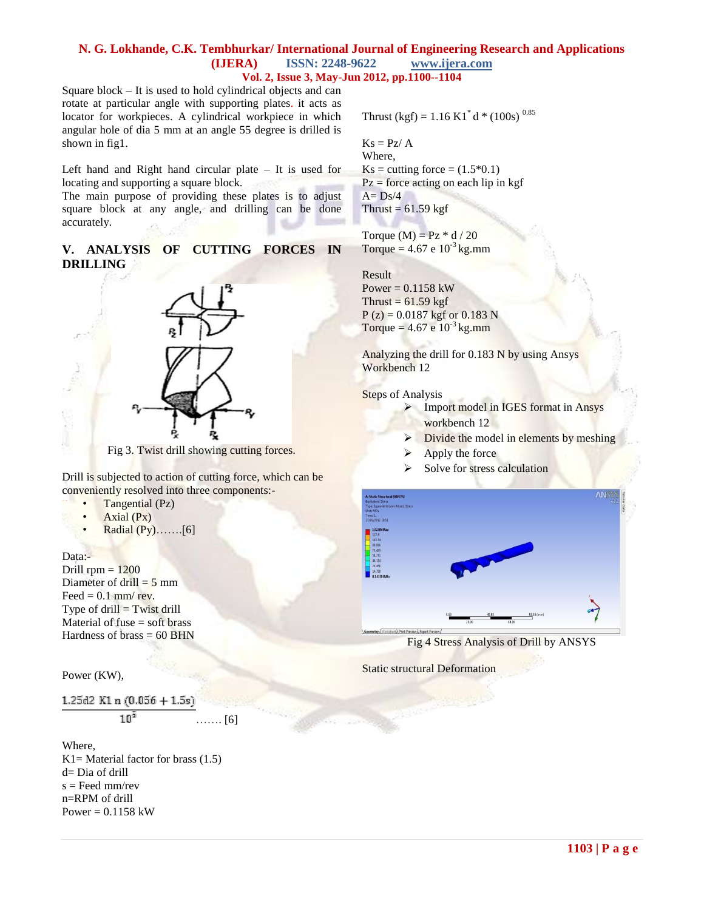Square block – It is used to hold cylindrical objects and can rotate at particular angle with supporting plates. it acts as locator for workpieces. A cylindrical workpiece in which angular hole of dia 5 mm at an angle 55 degree is drilled is shown in fig1.

Left hand and Right hand circular plate – It is used for locating and supporting a square block.
The main purpose of providing these plates is to adjust square block at any angle, and drilling can be done accurately.

## V. ANALYSIS OF CUTTING FORCES IN DRILLING

Fig 3. Twist drill showing cutting forces.

Drill is subjected to action of cutting force, which can be conveniently resolved into three components:-

- Tangential (Pz)
- Axial (Px)
- Radial (Py)…….[6]

Data:-
Drill rpm = 1200
Diameter of drill = 5 mm
Feed = 0.1 mm/ rev.
Type of drill = Twist drill
Material of fuse = soft brass
Hardness of brass = 60 BHN

Power (KW),

$$\frac{1.25d2\ K1\ n\ (0.056 + 1.5s)}{10^5}$$ ……. [6]

Where,
K1= Material factor for brass (1.5)
d= Dia of drill
s = Feed mm/rev
n=RPM of drill
Power = 0.1158 kW

Thrust (kgf) = $1.16\ K1^{*}\ d * (100s)^{0.85}$

Ks = Pz/ A
Where,
Ks = cutting force = (1.5*0.1)
Pz = force acting on each lip in kgf
A= Ds/4
Thrust = 61.59 kgf

Torque (M) = Pz * d / 20
Torque = 4.67 e $10^{-3}$ kg.mm

Result
Power = 0.1158 kW
Thrust = 61.59 kgf
P (z) = 0.0187 kgf or 0.183 N
Torque = 4.67 e $10^{-3}$ kg.mm

Analyzing the drill for 0.183 N by using Ansys Workbench 12

Steps of Analysis

- Import model in IGES format in Ansys workbench 12
- Divide the model in elements by meshing
- Apply the force
- Solve for stress calculation

Fig 4 Stress Analysis of Drill by ANSYS

Static structural Deformation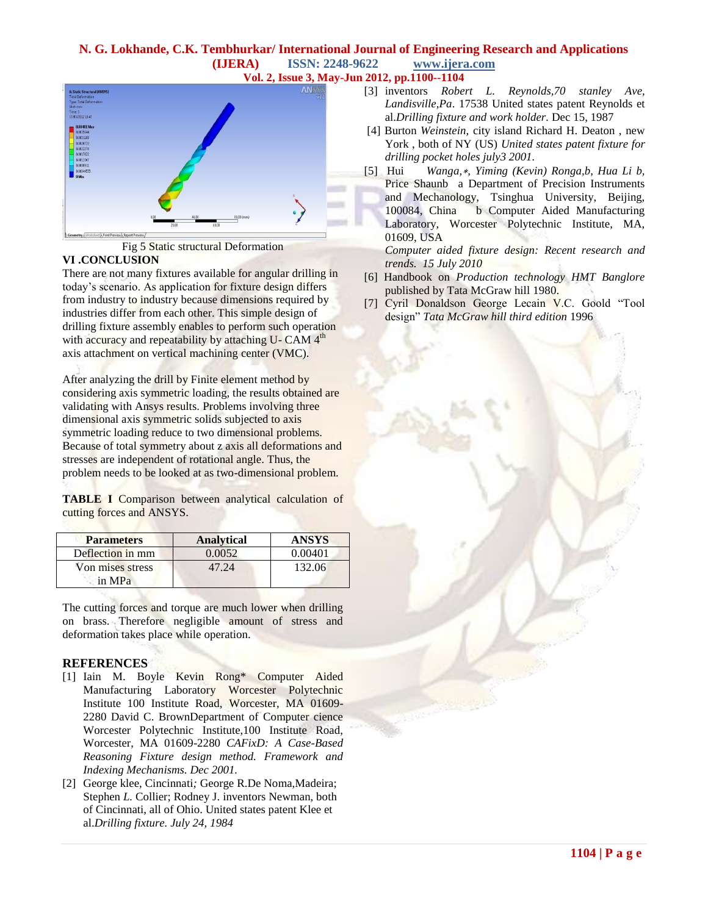Fig 5 Static structural Deformation

## VI .CONCLUSION

There are not many fixtures available for angular drilling in today's scenario. As application for fixture design differs from industry to industry because dimensions required by industries differ from each other. This simple design of drilling fixture assembly enables to perform such operation with accuracy and repeatability by attaching U- CAM 4th axis attachment on vertical machining center (VMC).

After analyzing the drill by Finite element method by considering axis symmetric loading, the results obtained are validating with Ansys results. Problems involving three dimensional axis symmetric solids subjected to axis symmetric loading reduce to two dimensional problems. Because of total symmetry about z axis all deformations and stresses are independent of rotational angle. Thus, the problem needs to be looked at as two-dimensional problem.

**TABLE I** Comparison between analytical calculation of cutting forces and ANSYS.

| Parameters | Analytical | ANSYS |
|---|---|---|
| Deflection in mm | 0.0052 | 0.00401 |
| Von mises stress in MPa | 47.24 | 132.06 |

The cutting forces and torque are much lower when drilling on brass. Therefore negligible amount of stress and deformation takes place while operation.

## REFERENCES

[1] Iain M. Boyle Kevin Rong* Computer Aided Manufacturing Laboratory Worcester Polytechnic Institute 100 Institute Road, Worcester, MA 01609-2280 David C. BrownDepartment of Computer cience Worcester Polytechnic Institute,100 Institute Road, Worcester, MA 01609-2280 *CAFixD: A Case-Based Reasoning Fixture design method. Framework and Indexing Mechanisms. Dec 2001.*

[2] George klee, Cincinnati*;* George R.De Noma,Madeira; Stephen *L.* Collier; Rodney J. inventors Newman, both of Cincinnati, all of Ohio. United states patent Klee et al.*Drilling fixture. July 24, 1984*

[3] inventors *Robert L. Reynolds,70 stanley Ave, Landisville,Pa*. 17538 United states patent Reynolds et al.*Drilling fixture and work holder*. Dec 15, 1987

[4] Burton *Weinstein,* city island Richard H. Deaton , new York , both of NY (US) *United states patent fixture for drilling pocket holes july3 2001.*

[5] Hui *Wanga,∗, Yiming (Kevin) Ronga,b, Hua Li b,* Price Shaunb a Department of Precision Instruments and Mechanology, Tsinghua University, Beijing, 100084, China b Computer Aided Manufacturing Laboratory, Worcester Polytechnic Institute, MA, 01609, USA
*Computer aided fixture design: Recent research and trends. 15 July 2010*

[6] Handbook on *Production technology HMT Banglore* published by Tata McGraw hill 1980.

[7] Cyril Donaldson George Lecain V.C. Goold "Tool design" *Tata McGraw hill third edition* 1996